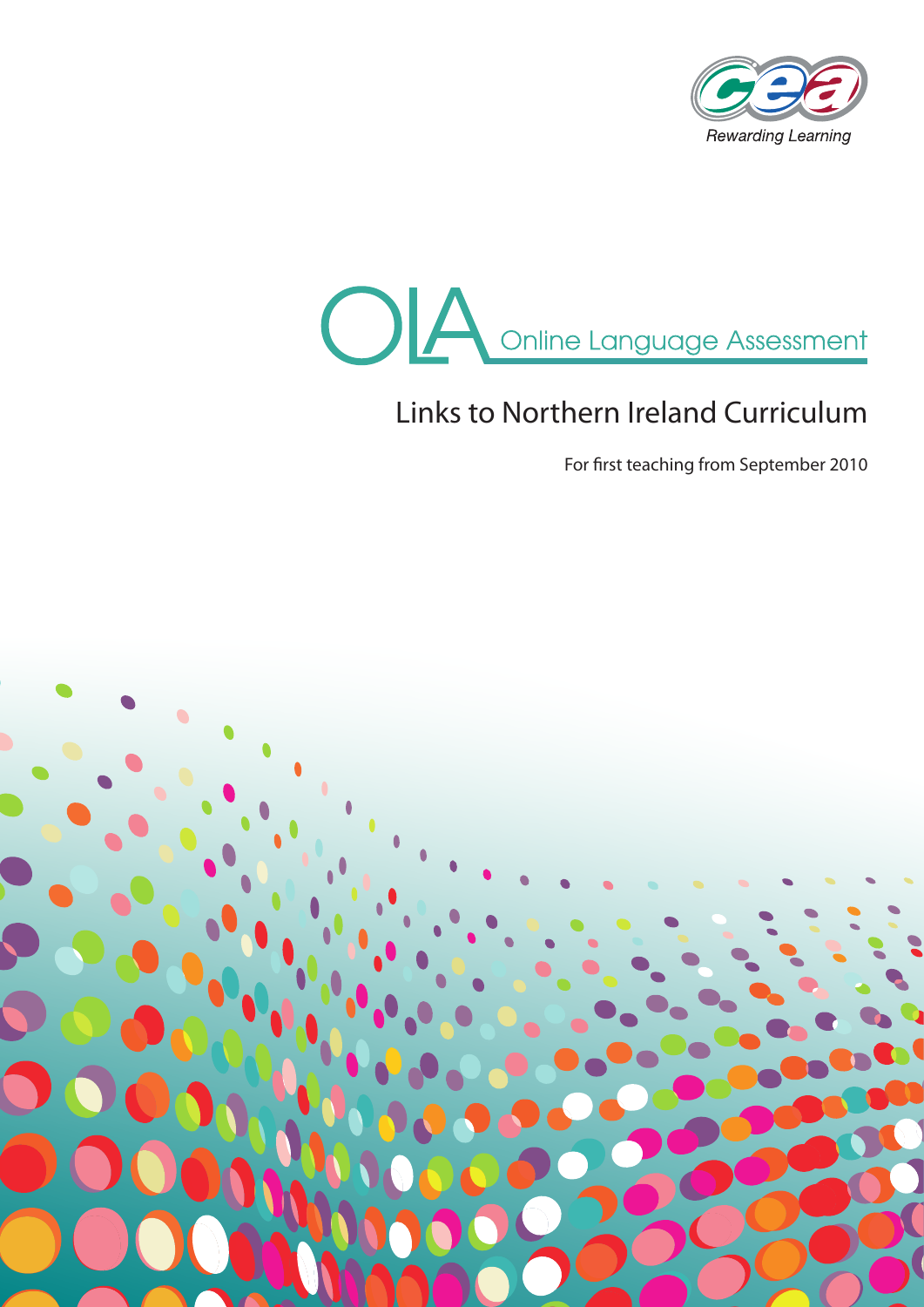Rewarding Learning

# OLA Online Language Assessment

## Links to Northern Ireland Curriculum

For first teaching from September 2010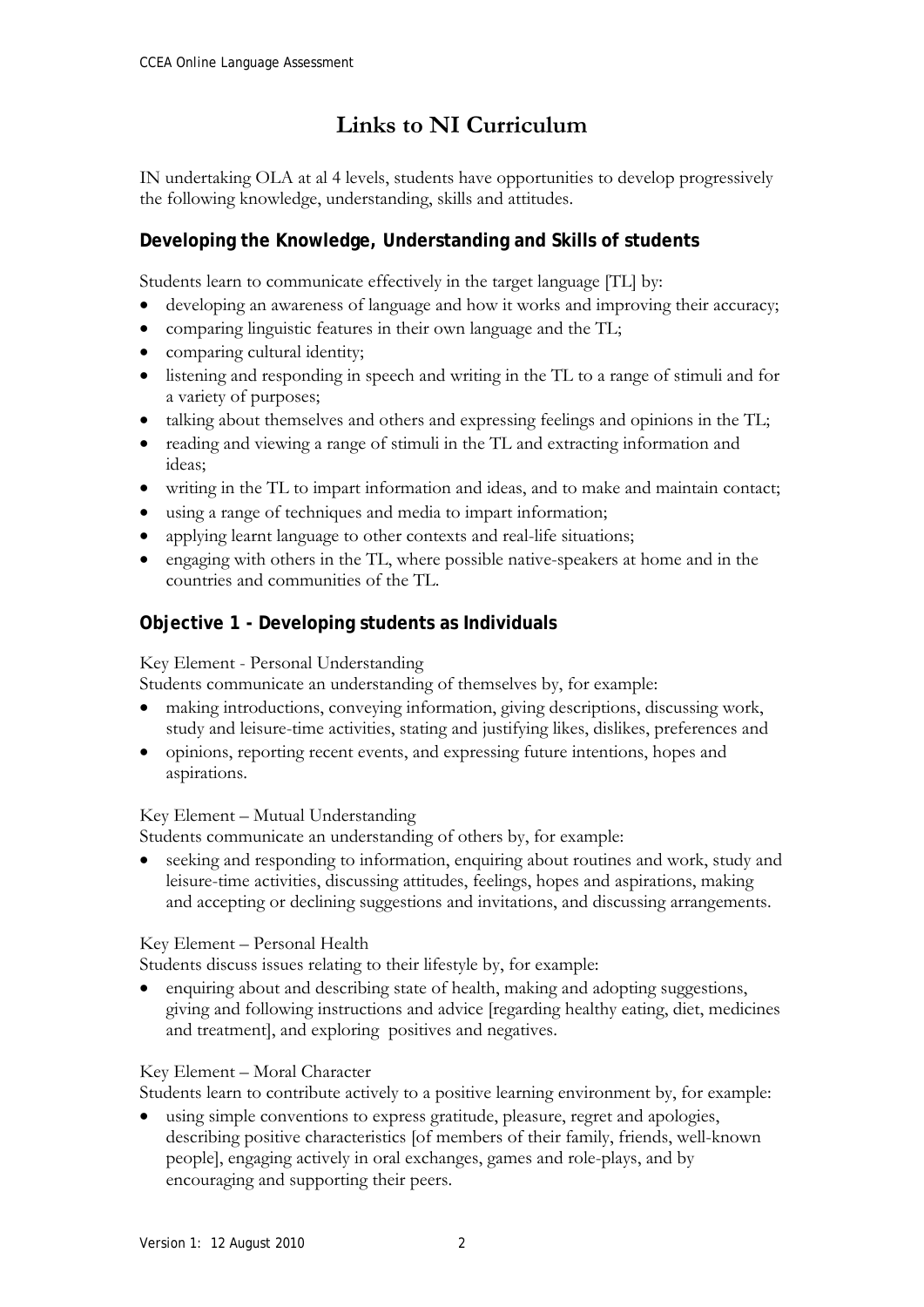# Links to NI Curriculum

IN undertaking OLA at al 4 levels, students have opportunities to develop progressively the following knowledge, understanding, skills and attitudes.

### Developing the Knowledge, Understanding and Skills of students

Students learn to communicate effectively in the target language [TL] by:

- developing an awareness of language and how it works and improving their accuracy;
- comparing linguistic features in their own language and the TL;
- comparing cultural identity;
- listening and responding in speech and writing in the TL to a range of stimuli and for a variety of purposes;
- talking about themselves and others and expressing feelings and opinions in the TL;
- reading and viewing a range of stimuli in the TL and extracting information and ideas;
- writing in the TL to impart information and ideas, and to make and maintain contact;
- using a range of techniques and media to impart information;
- applying learnt language to other contexts and real-life situations;
- engaging with others in the TL, where possible native-speakers at home and in the countries and communities of the TL.

### Objective 1 - Developing students as Individuals

Key Element - Personal Understanding

Students communicate an understanding of themselves by, for example:

- making introductions, conveying information, giving descriptions, discussing work, study and leisure-time activities, stating and justifying likes, dislikes, preferences and
- opinions, reporting recent events, and expressing future intentions, hopes and aspirations.

Key Element – Mutual Understanding

Students communicate an understanding of others by, for example:

- seeking and responding to information, enquiring about routines and work, study and leisure-time activities, discussing attitudes, feelings, hopes and aspirations, making and accepting or declining suggestions and invitations, and discussing arrangements.

Key Element – Personal Health

Students discuss issues relating to their lifestyle by, for example:

- enquiring about and describing state of health, making and adopting suggestions, giving and following instructions and advice [regarding healthy eating, diet, medicines and treatment], and exploring positives and negatives.

Key Element – Moral Character

Students learn to contribute actively to a positive learning environment by, for example:

- using simple conventions to express gratitude, pleasure, regret and apologies, describing positive characteristics [of members of their family, friends, well-known people], engaging actively in oral exchanges, games and role-plays, and by encouraging and supporting their peers.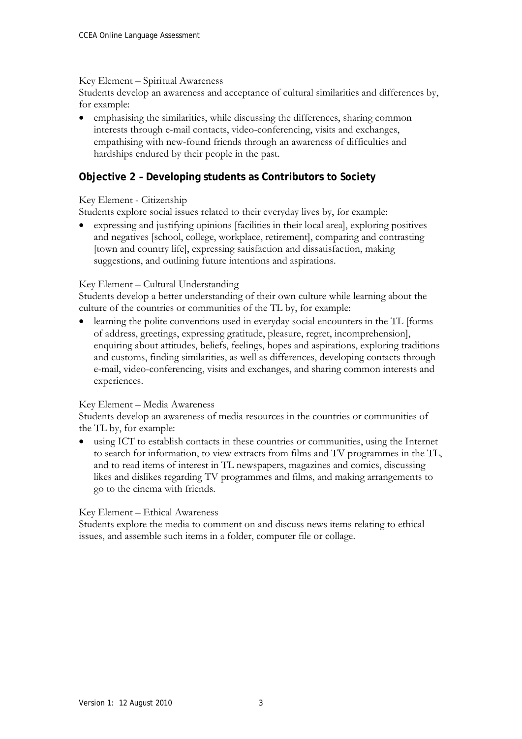Key Element – Spiritual Awareness

Students develop an awareness and acceptance of cultural similarities and differences by, for example:

- emphasising the similarities, while discussing the differences, sharing common interests through e-mail contacts, video-conferencing, visits and exchanges, empathising with new-found friends through an awareness of difficulties and hardships endured by their people in the past.

## Objective 2 – Developing students as Contributors to Society

Key Element - Citizenship

Students explore social issues related to their everyday lives by, for example:

- expressing and justifying opinions [facilities in their local area], exploring positives and negatives [school, college, workplace, retirement], comparing and contrasting [town and country life], expressing satisfaction and dissatisfaction, making suggestions, and outlining future intentions and aspirations.

Key Element – Cultural Understanding

Students develop a better understanding of their own culture while learning about the culture of the countries or communities of the TL by, for example:

- learning the polite conventions used in everyday social encounters in the TL [forms of address, greetings, expressing gratitude, pleasure, regret, incomprehension], enquiring about attitudes, beliefs, feelings, hopes and aspirations, exploring traditions and customs, finding similarities, as well as differences, developing contacts through e-mail, video-conferencing, visits and exchanges, and sharing common interests and experiences.

Key Element – Media Awareness

Students develop an awareness of media resources in the countries or communities of the TL by, for example:

- using ICT to establish contacts in these countries or communities, using the Internet to search for information, to view extracts from films and TV programmes in the TL, and to read items of interest in TL newspapers, magazines and comics, discussing likes and dislikes regarding TV programmes and films, and making arrangements to go to the cinema with friends.

Key Element – Ethical Awareness

Students explore the media to comment on and discuss news items relating to ethical issues, and assemble such items in a folder, computer file or collage.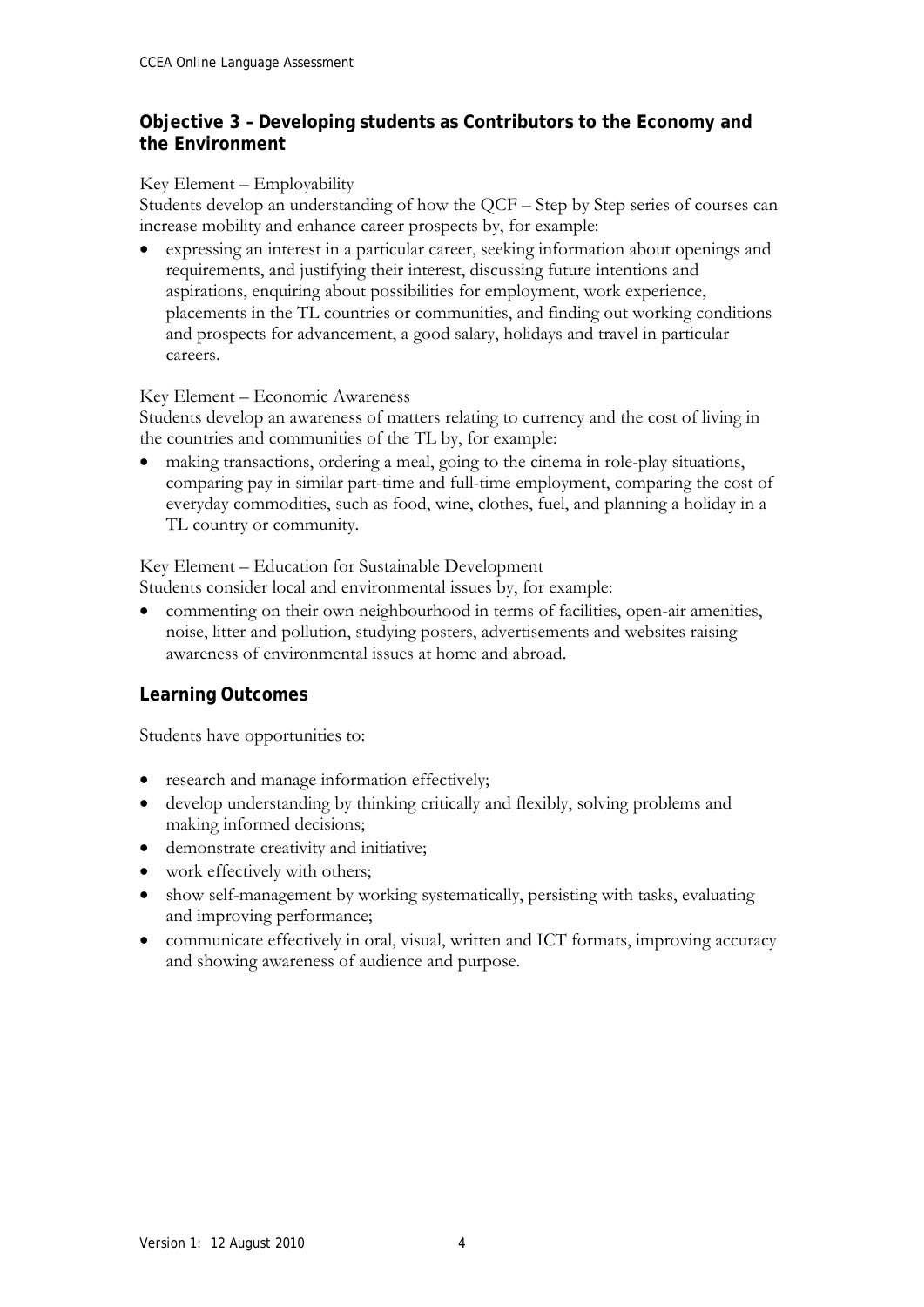## Objective 3 – Developing students as Contributors to the Economy and the Environment

Key Element – Employability

Students develop an understanding of how the QCF – Step by Step series of courses can increase mobility and enhance career prospects by, for example:

- expressing an interest in a particular career, seeking information about openings and requirements, and justifying their interest, discussing future intentions and aspirations, enquiring about possibilities for employment, work experience, placements in the TL countries or communities, and finding out working conditions and prospects for advancement, a good salary, holidays and travel in particular careers.

Key Element – Economic Awareness

Students develop an awareness of matters relating to currency and the cost of living in the countries and communities of the TL by, for example:

- making transactions, ordering a meal, going to the cinema in role-play situations, comparing pay in similar part-time and full-time employment, comparing the cost of everyday commodities, such as food, wine, clothes, fuel, and planning a holiday in a TL country or community.

Key Element – Education for Sustainable Development

Students consider local and environmental issues by, for example:

- commenting on their own neighbourhood in terms of facilities, open-air amenities, noise, litter and pollution, studying posters, advertisements and websites raising awareness of environmental issues at home and abroad.

## Learning Outcomes

Students have opportunities to:

- research and manage information effectively;
- develop understanding by thinking critically and flexibly, solving problems and making informed decisions;
- demonstrate creativity and initiative;
- work effectively with others;
- show self-management by working systematically, persisting with tasks, evaluating and improving performance;
- communicate effectively in oral, visual, written and ICT formats, improving accuracy and showing awareness of audience and purpose.